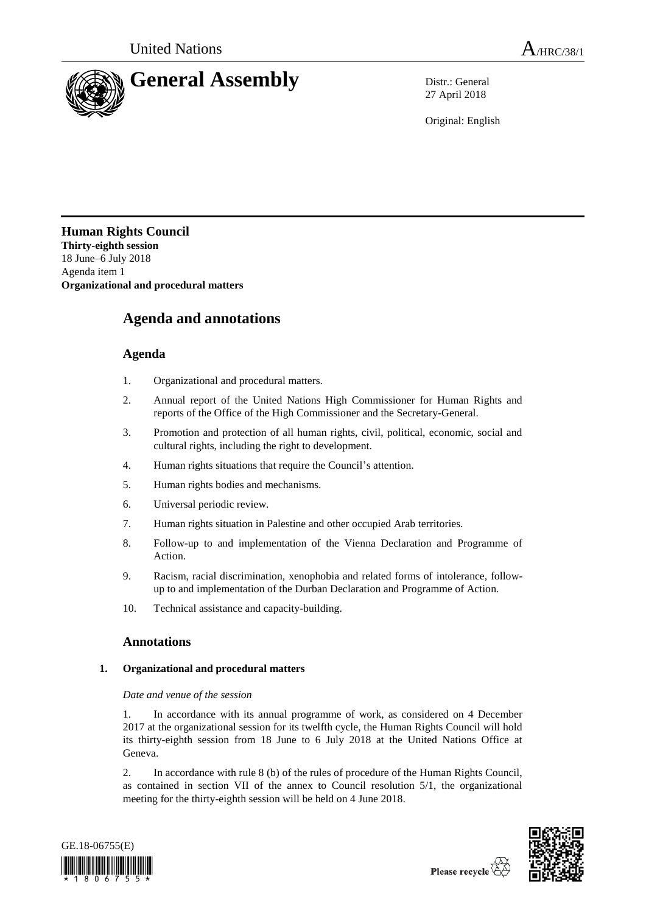United Nations A/HRC/38/1

# General Assembly

Distr.: General
27 April 2018

Original: English

**Human Rights Council**
**Thirty-eighth session**
18 June–6 July 2018
Agenda item 1
**Organizational and procedural matters**

# Agenda and annotations

## Agenda

1. Organizational and procedural matters.
2. Annual report of the United Nations High Commissioner for Human Rights and reports of the Office of the High Commissioner and the Secretary-General.
3. Promotion and protection of all human rights, civil, political, economic, social and cultural rights, including the right to development.
4. Human rights situations that require the Council's attention.
5. Human rights bodies and mechanisms.
6. Universal periodic review.
7. Human rights situation in Palestine and other occupied Arab territories.
8. Follow-up to and implementation of the Vienna Declaration and Programme of Action.
9. Racism, racial discrimination, xenophobia and related forms of intolerance, follow-up to and implementation of the Durban Declaration and Programme of Action.
10. Technical assistance and capacity-building.

## Annotations

### 1. Organizational and procedural matters

*Date and venue of the session*

1. In accordance with its annual programme of work, as considered on 4 December 2017 at the organizational session for its twelfth cycle, the Human Rights Council will hold its thirty-eighth session from 18 June to 6 July 2018 at the United Nations Office at Geneva.

2. In accordance with rule 8 (b) of the rules of procedure of the Human Rights Council, as contained in section VII of the annex to Council resolution 5/1, the organizational meeting for the thirty-eighth session will be held on 4 June 2018.

GE.18-06755(E)

Please recycle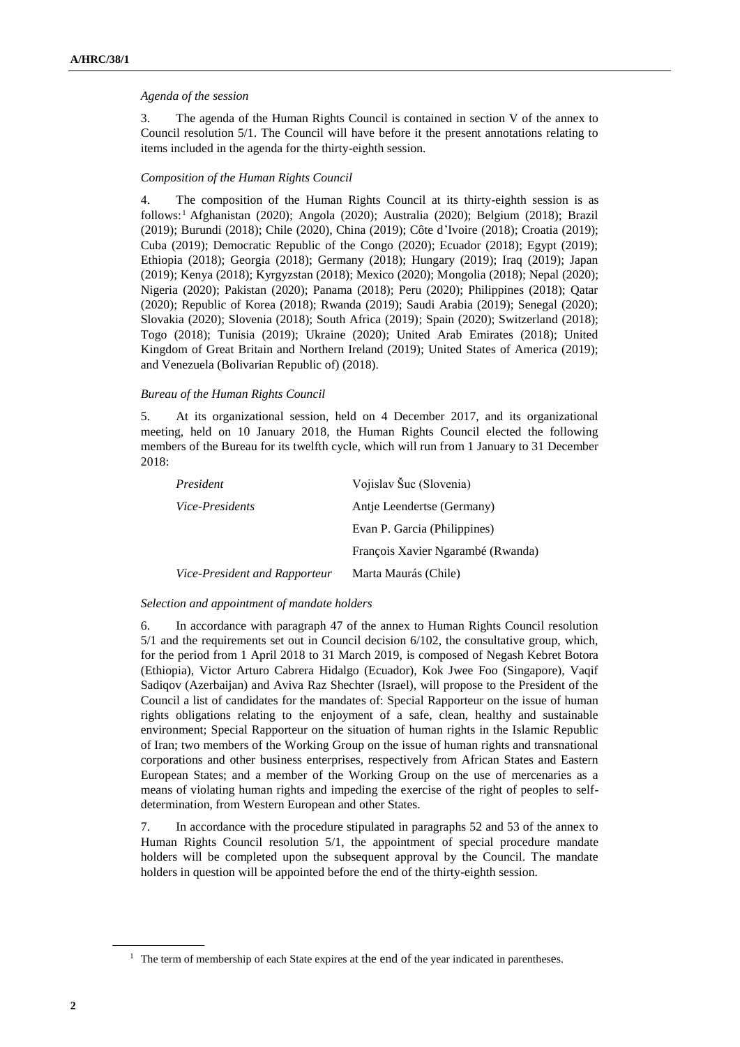*Agenda of the session*

3. The agenda of the Human Rights Council is contained in section V of the annex to Council resolution 5/1. The Council will have before it the present annotations relating to items included in the agenda for the thirty-eighth session.

*Composition of the Human Rights Council*

4. The composition of the Human Rights Council at its thirty-eighth session is as follows:[1] Afghanistan (2020); Angola (2020); Australia (2020); Belgium (2018); Brazil (2019); Burundi (2018); Chile (2020), China (2019); Côte d'Ivoire (2018); Croatia (2019); Cuba (2019); Democratic Republic of the Congo (2020); Ecuador (2018); Egypt (2019); Ethiopia (2018); Georgia (2018); Germany (2018); Hungary (2019); Iraq (2019); Japan (2019); Kenya (2018); Kyrgyzstan (2018); Mexico (2020); Mongolia (2018); Nepal (2020); Nigeria (2020); Pakistan (2020); Panama (2018); Peru (2020); Philippines (2018); Qatar (2020); Republic of Korea (2018); Rwanda (2019); Saudi Arabia (2019); Senegal (2020); Slovakia (2020); Slovenia (2018); South Africa (2019); Spain (2020); Switzerland (2018); Togo (2018); Tunisia (2019); Ukraine (2020); United Arab Emirates (2018); United Kingdom of Great Britain and Northern Ireland (2019); United States of America (2019); and Venezuela (Bolivarian Republic of) (2018).

*Bureau of the Human Rights Council*

5. At its organizational session, held on 4 December 2017, and its organizational meeting, held on 10 January 2018, the Human Rights Council elected the following members of the Bureau for its twelfth cycle, which will run from 1 January to 31 December 2018:

| | |
|---|---|
| *President* | Vojislav Šuc (Slovenia) |
| *Vice-Presidents* | Antje Leendertse (Germany) |
| | Evan P. Garcia (Philippines) |
| | François Xavier Ngarambé (Rwanda) |
| *Vice-President and Rapporteur* | Marta Maurás (Chile) |

*Selection and appointment of mandate holders*

6. In accordance with paragraph 47 of the annex to Human Rights Council resolution 5/1 and the requirements set out in Council decision 6/102, the consultative group, which, for the period from 1 April 2018 to 31 March 2019, is composed of Negash Kebret Botora (Ethiopia), Victor Arturo Cabrera Hidalgo (Ecuador), Kok Jwee Foo (Singapore), Vaqif Sadiqov (Azerbaijan) and Aviva Raz Shechter (Israel), will propose to the President of the Council a list of candidates for the mandates of: Special Rapporteur on the issue of human rights obligations relating to the enjoyment of a safe, clean, healthy and sustainable environment; Special Rapporteur on the situation of human rights in the Islamic Republic of Iran; two members of the Working Group on the issue of human rights and transnational corporations and other business enterprises, respectively from African States and Eastern European States; and a member of the Working Group on the use of mercenaries as a means of violating human rights and impeding the exercise of the right of peoples to self-determination, from Western European and other States.

7. In accordance with the procedure stipulated in paragraphs 52 and 53 of the annex to Human Rights Council resolution 5/1, the appointment of special procedure mandate holders will be completed upon the subsequent approval by the Council. The mandate holders in question will be appointed before the end of the thirty-eighth session.

[1] The term of membership of each State expires at the end of the year indicated in parentheses.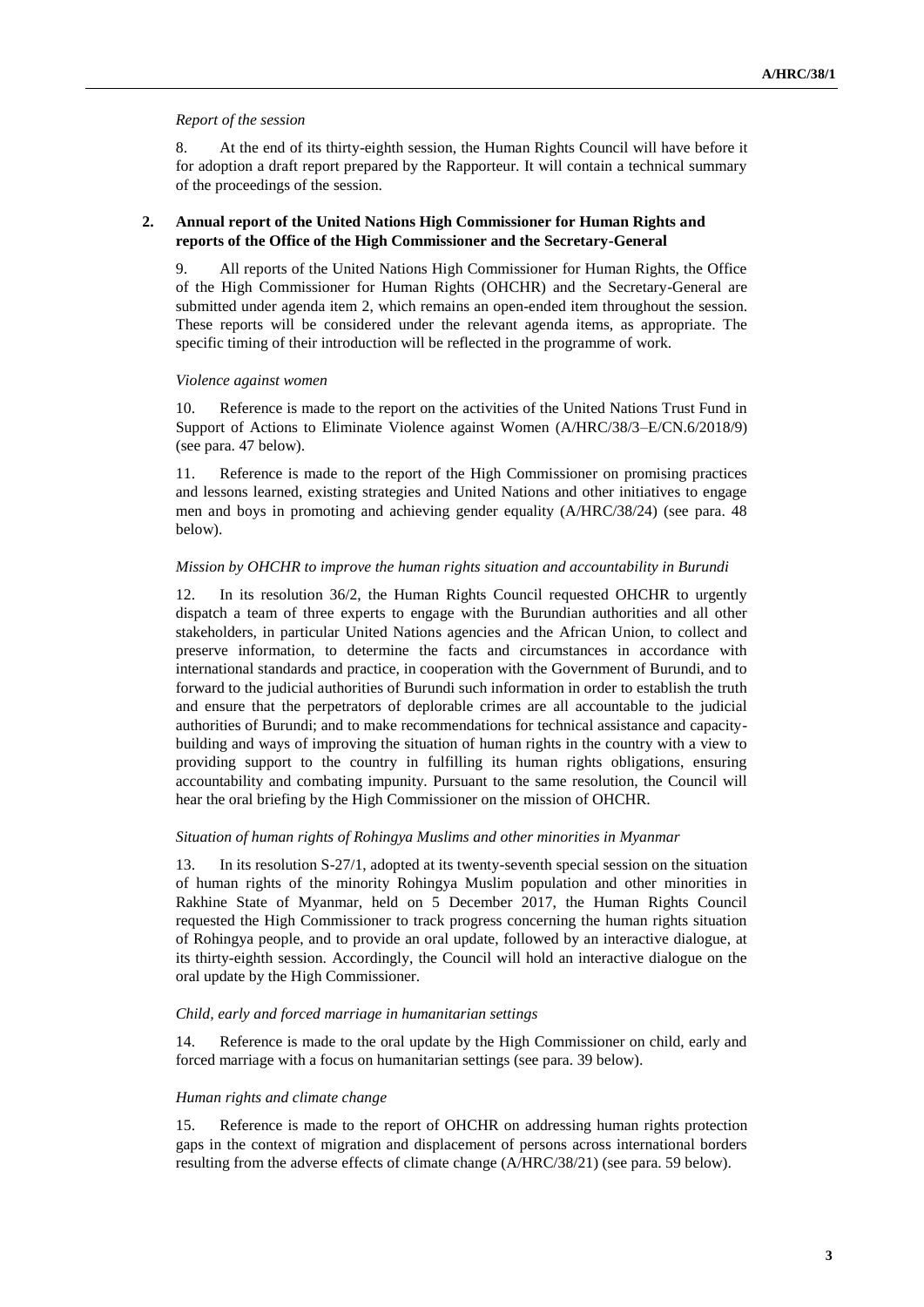*Report of the session*

8. At the end of its thirty-eighth session, the Human Rights Council will have before it for adoption a draft report prepared by the Rapporteur. It will contain a technical summary of the proceedings of the session.

## 2. Annual report of the United Nations High Commissioner for Human Rights and reports of the Office of the High Commissioner and the Secretary-General

9. All reports of the United Nations High Commissioner for Human Rights, the Office of the High Commissioner for Human Rights (OHCHR) and the Secretary-General are submitted under agenda item 2, which remains an open-ended item throughout the session. These reports will be considered under the relevant agenda items, as appropriate. The specific timing of their introduction will be reflected in the programme of work.

*Violence against women*

10. Reference is made to the report on the activities of the United Nations Trust Fund in Support of Actions to Eliminate Violence against Women (A/HRC/38/3–E/CN.6/2018/9) (see para. 47 below).

11. Reference is made to the report of the High Commissioner on promising practices and lessons learned, existing strategies and United Nations and other initiatives to engage men and boys in promoting and achieving gender equality (A/HRC/38/24) (see para. 48 below).

*Mission by OHCHR to improve the human rights situation and accountability in Burundi*

12. In its resolution 36/2, the Human Rights Council requested OHCHR to urgently dispatch a team of three experts to engage with the Burundian authorities and all other stakeholders, in particular United Nations agencies and the African Union, to collect and preserve information, to determine the facts and circumstances in accordance with international standards and practice, in cooperation with the Government of Burundi, and to forward to the judicial authorities of Burundi such information in order to establish the truth and ensure that the perpetrators of deplorable crimes are all accountable to the judicial authorities of Burundi; and to make recommendations for technical assistance and capacity-building and ways of improving the situation of human rights in the country with a view to providing support to the country in fulfilling its human rights obligations, ensuring accountability and combating impunity. Pursuant to the same resolution, the Council will hear the oral briefing by the High Commissioner on the mission of OHCHR.

*Situation of human rights of Rohingya Muslims and other minorities in Myanmar*

13. In its resolution S-27/1, adopted at its twenty-seventh special session on the situation of human rights of the minority Rohingya Muslim population and other minorities in Rakhine State of Myanmar, held on 5 December 2017, the Human Rights Council requested the High Commissioner to track progress concerning the human rights situation of Rohingya people, and to provide an oral update, followed by an interactive dialogue, at its thirty-eighth session. Accordingly, the Council will hold an interactive dialogue on the oral update by the High Commissioner.

*Child, early and forced marriage in humanitarian settings*

14. Reference is made to the oral update by the High Commissioner on child, early and forced marriage with a focus on humanitarian settings (see para. 39 below).

*Human rights and climate change*

15. Reference is made to the report of OHCHR on addressing human rights protection gaps in the context of migration and displacement of persons across international borders resulting from the adverse effects of climate change (A/HRC/38/21) (see para. 59 below).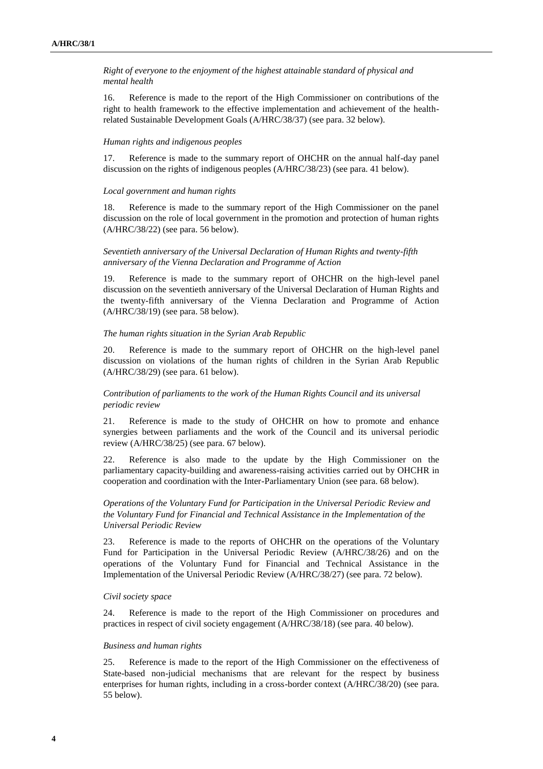*Right of everyone to the enjoyment of the highest attainable standard of physical and mental health*

16. Reference is made to the report of the High Commissioner on contributions of the right to health framework to the effective implementation and achievement of the health-related Sustainable Development Goals (A/HRC/38/37) (see para. 32 below).

*Human rights and indigenous peoples*

17. Reference is made to the summary report of OHCHR on the annual half-day panel discussion on the rights of indigenous peoples (A/HRC/38/23) (see para. 41 below).

*Local government and human rights*

18. Reference is made to the summary report of the High Commissioner on the panel discussion on the role of local government in the promotion and protection of human rights (A/HRC/38/22) (see para. 56 below).

*Seventieth anniversary of the Universal Declaration of Human Rights and twenty-fifth anniversary of the Vienna Declaration and Programme of Action*

19. Reference is made to the summary report of OHCHR on the high-level panel discussion on the seventieth anniversary of the Universal Declaration of Human Rights and the twenty-fifth anniversary of the Vienna Declaration and Programme of Action (A/HRC/38/19) (see para. 58 below).

*The human rights situation in the Syrian Arab Republic*

20. Reference is made to the summary report of OHCHR on the high-level panel discussion on violations of the human rights of children in the Syrian Arab Republic (A/HRC/38/29) (see para. 61 below).

*Contribution of parliaments to the work of the Human Rights Council and its universal periodic review*

21. Reference is made to the study of OHCHR on how to promote and enhance synergies between parliaments and the work of the Council and its universal periodic review (A/HRC/38/25) (see para. 67 below).

22. Reference is also made to the update by the High Commissioner on the parliamentary capacity-building and awareness-raising activities carried out by OHCHR in cooperation and coordination with the Inter-Parliamentary Union (see para. 68 below).

*Operations of the Voluntary Fund for Participation in the Universal Periodic Review and the Voluntary Fund for Financial and Technical Assistance in the Implementation of the Universal Periodic Review*

23. Reference is made to the reports of OHCHR on the operations of the Voluntary Fund for Participation in the Universal Periodic Review (A/HRC/38/26) and on the operations of the Voluntary Fund for Financial and Technical Assistance in the Implementation of the Universal Periodic Review (A/HRC/38/27) (see para. 72 below).

*Civil society space*

24. Reference is made to the report of the High Commissioner on procedures and practices in respect of civil society engagement (A/HRC/38/18) (see para. 40 below).

*Business and human rights*

25. Reference is made to the report of the High Commissioner on the effectiveness of State-based non-judicial mechanisms that are relevant for the respect by business enterprises for human rights, including in a cross-border context (A/HRC/38/20) (see para. 55 below).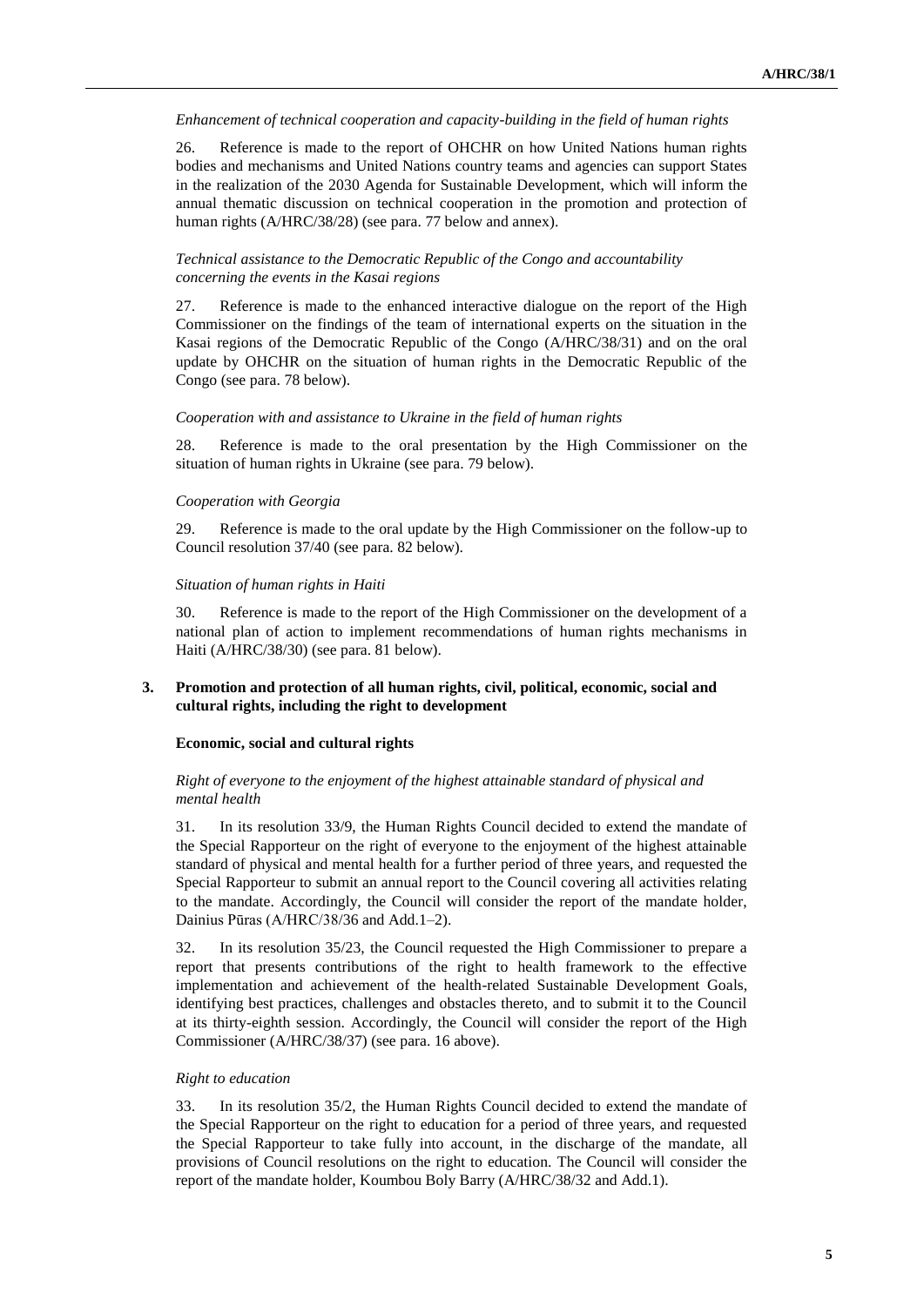*Enhancement of technical cooperation and capacity-building in the field of human rights*

26. Reference is made to the report of OHCHR on how United Nations human rights bodies and mechanisms and United Nations country teams and agencies can support States in the realization of the 2030 Agenda for Sustainable Development, which will inform the annual thematic discussion on technical cooperation in the promotion and protection of human rights (A/HRC/38/28) (see para. 77 below and annex).

*Technical assistance to the Democratic Republic of the Congo and accountability concerning the events in the Kasai regions*

27. Reference is made to the enhanced interactive dialogue on the report of the High Commissioner on the findings of the team of international experts on the situation in the Kasai regions of the Democratic Republic of the Congo (A/HRC/38/31) and on the oral update by OHCHR on the situation of human rights in the Democratic Republic of the Congo (see para. 78 below).

*Cooperation with and assistance to Ukraine in the field of human rights*

28. Reference is made to the oral presentation by the High Commissioner on the situation of human rights in Ukraine (see para. 79 below).

*Cooperation with Georgia*

29. Reference is made to the oral update by the High Commissioner on the follow-up to Council resolution 37/40 (see para. 82 below).

*Situation of human rights in Haiti*

30. Reference is made to the report of the High Commissioner on the development of a national plan of action to implement recommendations of human rights mechanisms in Haiti (A/HRC/38/30) (see para. 81 below).

## 3. Promotion and protection of all human rights, civil, political, economic, social and cultural rights, including the right to development

### Economic, social and cultural rights

*Right of everyone to the enjoyment of the highest attainable standard of physical and mental health*

31. In its resolution 33/9, the Human Rights Council decided to extend the mandate of the Special Rapporteur on the right of everyone to the enjoyment of the highest attainable standard of physical and mental health for a further period of three years, and requested the Special Rapporteur to submit an annual report to the Council covering all activities relating to the mandate. Accordingly, the Council will consider the report of the mandate holder, Dainius Pūras (A/HRC/38/36 and Add.1–2).

32. In its resolution 35/23, the Council requested the High Commissioner to prepare a report that presents contributions of the right to health framework to the effective implementation and achievement of the health-related Sustainable Development Goals, identifying best practices, challenges and obstacles thereto, and to submit it to the Council at its thirty-eighth session. Accordingly, the Council will consider the report of the High Commissioner (A/HRC/38/37) (see para. 16 above).

*Right to education*

33. In its resolution 35/2, the Human Rights Council decided to extend the mandate of the Special Rapporteur on the right to education for a period of three years, and requested the Special Rapporteur to take fully into account, in the discharge of the mandate, all provisions of Council resolutions on the right to education. The Council will consider the report of the mandate holder, Koumbou Boly Barry (A/HRC/38/32 and Add.1).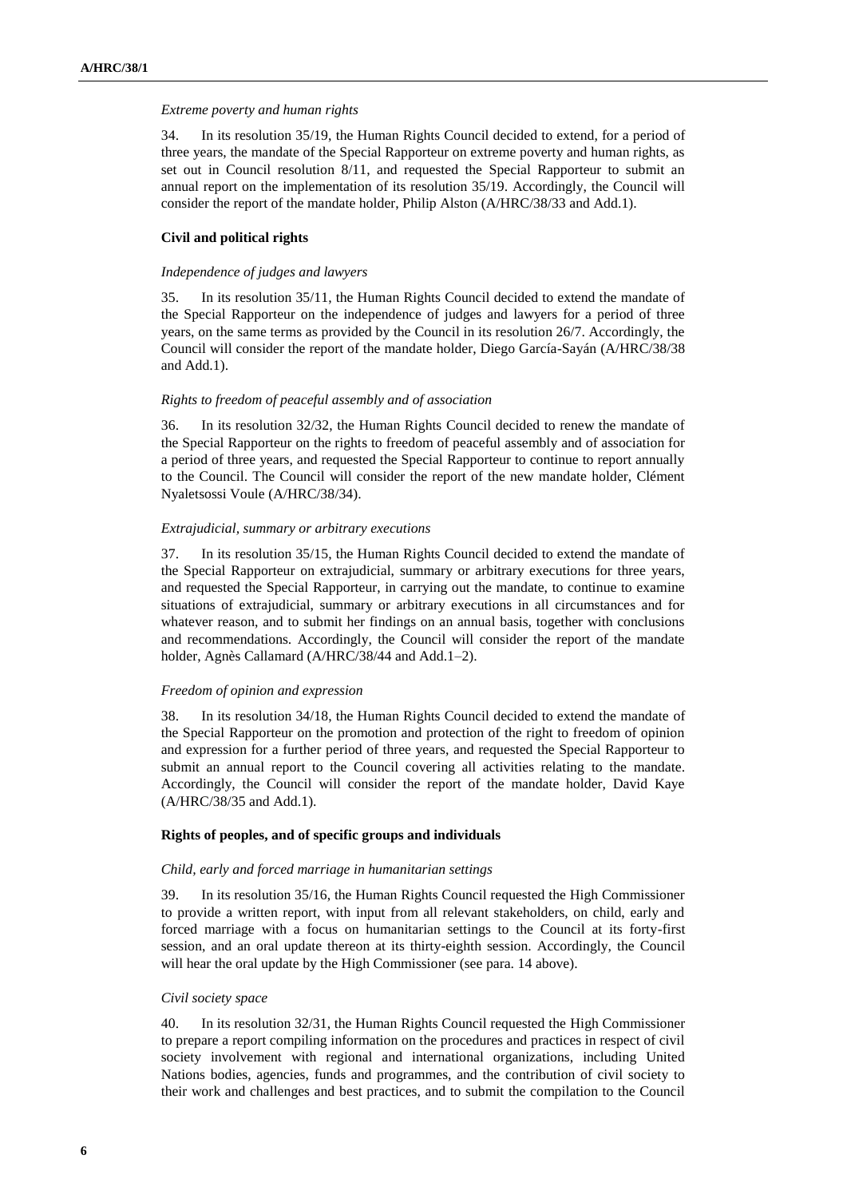*Extreme poverty and human rights*

34. In its resolution 35/19, the Human Rights Council decided to extend, for a period of three years, the mandate of the Special Rapporteur on extreme poverty and human rights, as set out in Council resolution 8/11, and requested the Special Rapporteur to submit an annual report on the implementation of its resolution 35/19. Accordingly, the Council will consider the report of the mandate holder, Philip Alston (A/HRC/38/33 and Add.1).

**Civil and political rights**

*Independence of judges and lawyers*

35. In its resolution 35/11, the Human Rights Council decided to extend the mandate of the Special Rapporteur on the independence of judges and lawyers for a period of three years, on the same terms as provided by the Council in its resolution 26/7. Accordingly, the Council will consider the report of the mandate holder, Diego García-Sayán (A/HRC/38/38 and Add.1).

*Rights to freedom of peaceful assembly and of association*

36. In its resolution 32/32, the Human Rights Council decided to renew the mandate of the Special Rapporteur on the rights to freedom of peaceful assembly and of association for a period of three years, and requested the Special Rapporteur to continue to report annually to the Council. The Council will consider the report of the new mandate holder, Clément Nyaletsossi Voule (A/HRC/38/34).

*Extrajudicial, summary or arbitrary executions*

37. In its resolution 35/15, the Human Rights Council decided to extend the mandate of the Special Rapporteur on extrajudicial, summary or arbitrary executions for three years, and requested the Special Rapporteur, in carrying out the mandate, to continue to examine situations of extrajudicial, summary or arbitrary executions in all circumstances and for whatever reason, and to submit her findings on an annual basis, together with conclusions and recommendations. Accordingly, the Council will consider the report of the mandate holder, Agnès Callamard (A/HRC/38/44 and Add.1–2).

*Freedom of opinion and expression*

38. In its resolution 34/18, the Human Rights Council decided to extend the mandate of the Special Rapporteur on the promotion and protection of the right to freedom of opinion and expression for a further period of three years, and requested the Special Rapporteur to submit an annual report to the Council covering all activities relating to the mandate. Accordingly, the Council will consider the report of the mandate holder, David Kaye (A/HRC/38/35 and Add.1).

**Rights of peoples, and of specific groups and individuals**

*Child, early and forced marriage in humanitarian settings*

39. In its resolution 35/16, the Human Rights Council requested the High Commissioner to provide a written report, with input from all relevant stakeholders, on child, early and forced marriage with a focus on humanitarian settings to the Council at its forty-first session, and an oral update thereon at its thirty-eighth session. Accordingly, the Council will hear the oral update by the High Commissioner (see para. 14 above).

*Civil society space*

40. In its resolution 32/31, the Human Rights Council requested the High Commissioner to prepare a report compiling information on the procedures and practices in respect of civil society involvement with regional and international organizations, including United Nations bodies, agencies, funds and programmes, and the contribution of civil society to their work and challenges and best practices, and to submit the compilation to the Council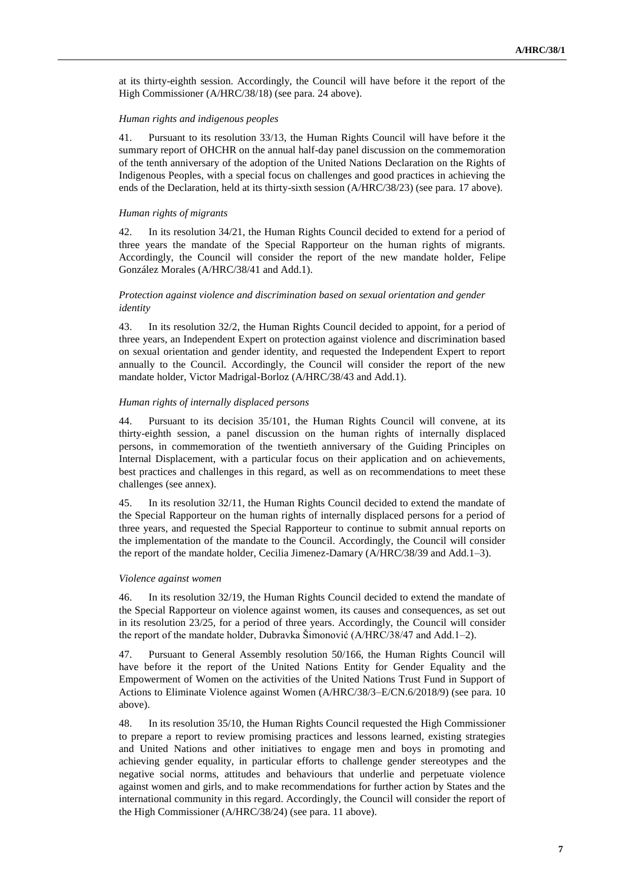at its thirty-eighth session. Accordingly, the Council will have before it the report of the High Commissioner (A/HRC/38/18) (see para. 24 above).

*Human rights and indigenous peoples*

41. Pursuant to its resolution 33/13, the Human Rights Council will have before it the summary report of OHCHR on the annual half-day panel discussion on the commemoration of the tenth anniversary of the adoption of the United Nations Declaration on the Rights of Indigenous Peoples, with a special focus on challenges and good practices in achieving the ends of the Declaration, held at its thirty-sixth session (A/HRC/38/23) (see para. 17 above).

*Human rights of migrants*

42. In its resolution 34/21, the Human Rights Council decided to extend for a period of three years the mandate of the Special Rapporteur on the human rights of migrants. Accordingly, the Council will consider the report of the new mandate holder, Felipe González Morales (A/HRC/38/41 and Add.1).

*Protection against violence and discrimination based on sexual orientation and gender identity*

43. In its resolution 32/2, the Human Rights Council decided to appoint, for a period of three years, an Independent Expert on protection against violence and discrimination based on sexual orientation and gender identity, and requested the Independent Expert to report annually to the Council. Accordingly, the Council will consider the report of the new mandate holder, Victor Madrigal-Borloz (A/HRC/38/43 and Add.1).

*Human rights of internally displaced persons*

44. Pursuant to its decision 35/101, the Human Rights Council will convene, at its thirty-eighth session, a panel discussion on the human rights of internally displaced persons, in commemoration of the twentieth anniversary of the Guiding Principles on Internal Displacement, with a particular focus on their application and on achievements, best practices and challenges in this regard, as well as on recommendations to meet these challenges (see annex).

45. In its resolution 32/11, the Human Rights Council decided to extend the mandate of the Special Rapporteur on the human rights of internally displaced persons for a period of three years, and requested the Special Rapporteur to continue to submit annual reports on the implementation of the mandate to the Council. Accordingly, the Council will consider the report of the mandate holder, Cecilia Jimenez-Damary (A/HRC/38/39 and Add.1–3).

*Violence against women*

46. In its resolution 32/19, the Human Rights Council decided to extend the mandate of the Special Rapporteur on violence against women, its causes and consequences, as set out in its resolution 23/25, for a period of three years. Accordingly, the Council will consider the report of the mandate holder, Dubravka Šimonović (A/HRC/38/47 and Add.1–2).

47. Pursuant to General Assembly resolution 50/166, the Human Rights Council will have before it the report of the United Nations Entity for Gender Equality and the Empowerment of Women on the activities of the United Nations Trust Fund in Support of Actions to Eliminate Violence against Women (A/HRC/38/3–E/CN.6/2018/9) (see para. 10 above).

48. In its resolution 35/10, the Human Rights Council requested the High Commissioner to prepare a report to review promising practices and lessons learned, existing strategies and United Nations and other initiatives to engage men and boys in promoting and achieving gender equality, in particular efforts to challenge gender stereotypes and the negative social norms, attitudes and behaviours that underlie and perpetuate violence against women and girls, and to make recommendations for further action by States and the international community in this regard. Accordingly, the Council will consider the report of the High Commissioner (A/HRC/38/24) (see para. 11 above).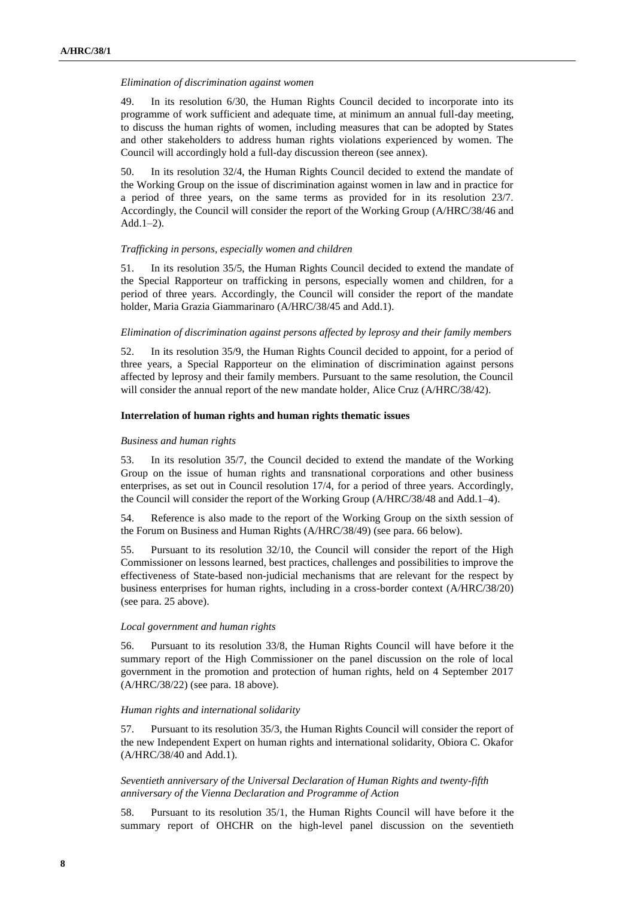*Elimination of discrimination against women*

49. In its resolution 6/30, the Human Rights Council decided to incorporate into its programme of work sufficient and adequate time, at minimum an annual full-day meeting, to discuss the human rights of women, including measures that can be adopted by States and other stakeholders to address human rights violations experienced by women. The Council will accordingly hold a full-day discussion thereon (see annex).

50. In its resolution 32/4, the Human Rights Council decided to extend the mandate of the Working Group on the issue of discrimination against women in law and in practice for a period of three years, on the same terms as provided for in its resolution 23/7. Accordingly, the Council will consider the report of the Working Group (A/HRC/38/46 and Add.1–2).

*Trafficking in persons, especially women and children*

51. In its resolution 35/5, the Human Rights Council decided to extend the mandate of the Special Rapporteur on trafficking in persons, especially women and children, for a period of three years. Accordingly, the Council will consider the report of the mandate holder, Maria Grazia Giammarinaro (A/HRC/38/45 and Add.1).

*Elimination of discrimination against persons affected by leprosy and their family members*

52. In its resolution 35/9, the Human Rights Council decided to appoint, for a period of three years, a Special Rapporteur on the elimination of discrimination against persons affected by leprosy and their family members. Pursuant to the same resolution, the Council will consider the annual report of the new mandate holder, Alice Cruz (A/HRC/38/42).

**Interrelation of human rights and human rights thematic issues**

*Business and human rights*

53. In its resolution 35/7, the Council decided to extend the mandate of the Working Group on the issue of human rights and transnational corporations and other business enterprises, as set out in Council resolution 17/4, for a period of three years. Accordingly, the Council will consider the report of the Working Group (A/HRC/38/48 and Add.1–4).

54. Reference is also made to the report of the Working Group on the sixth session of the Forum on Business and Human Rights (A/HRC/38/49) (see para. 66 below).

55. Pursuant to its resolution 32/10, the Council will consider the report of the High Commissioner on lessons learned, best practices, challenges and possibilities to improve the effectiveness of State-based non-judicial mechanisms that are relevant for the respect by business enterprises for human rights, including in a cross-border context (A/HRC/38/20) (see para. 25 above).

*Local government and human rights*

56. Pursuant to its resolution 33/8, the Human Rights Council will have before it the summary report of the High Commissioner on the panel discussion on the role of local government in the promotion and protection of human rights, held on 4 September 2017 (A/HRC/38/22) (see para. 18 above).

*Human rights and international solidarity*

57. Pursuant to its resolution 35/3, the Human Rights Council will consider the report of the new Independent Expert on human rights and international solidarity, Obiora C. Okafor (A/HRC/38/40 and Add.1).

*Seventieth anniversary of the Universal Declaration of Human Rights and twenty-fifth anniversary of the Vienna Declaration and Programme of Action*

58. Pursuant to its resolution 35/1, the Human Rights Council will have before it the summary report of OHCHR on the high-level panel discussion on the seventieth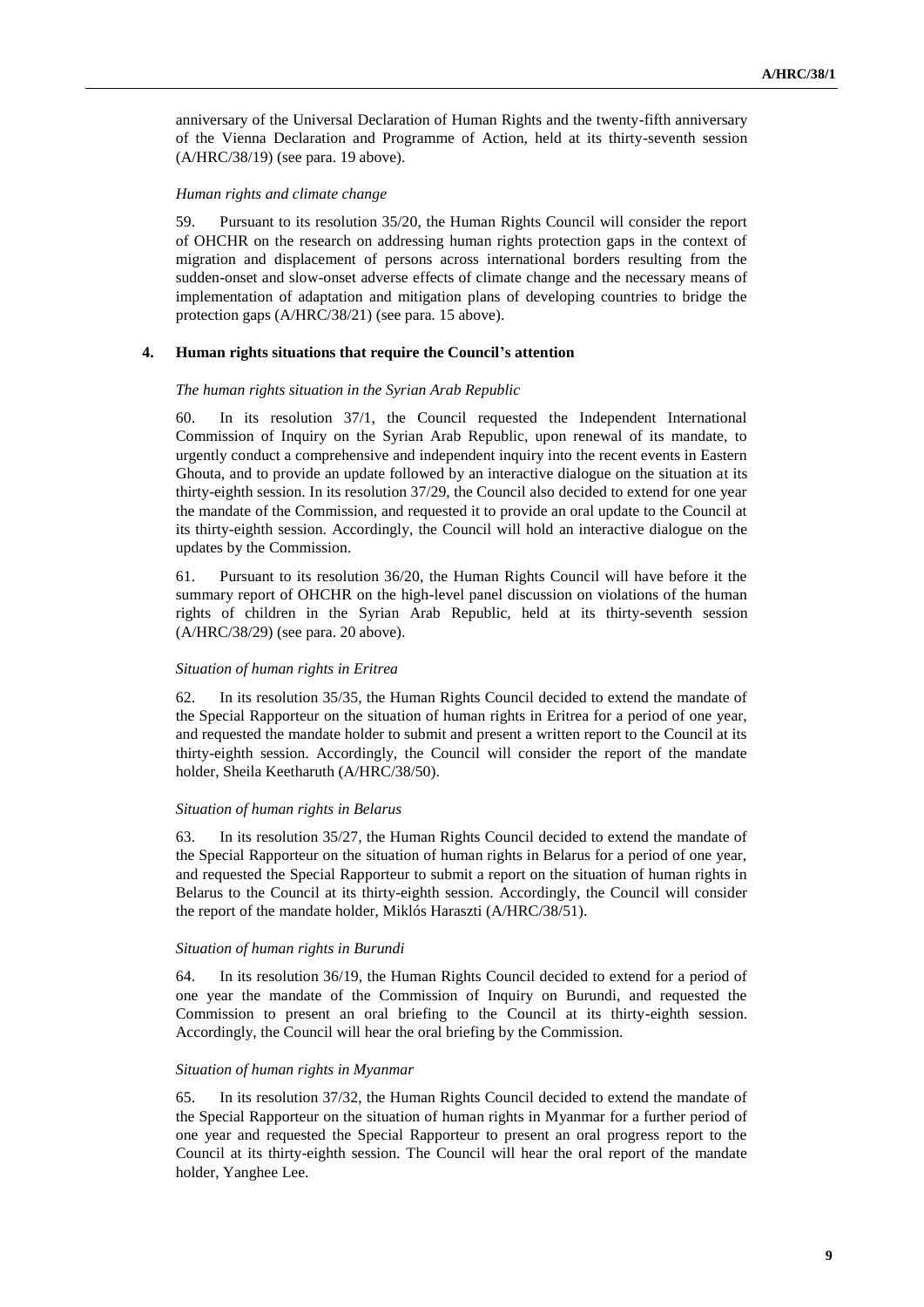anniversary of the Universal Declaration of Human Rights and the twenty-fifth anniversary of the Vienna Declaration and Programme of Action, held at its thirty-seventh session (A/HRC/38/19) (see para. 19 above).

*Human rights and climate change*

59. Pursuant to its resolution 35/20, the Human Rights Council will consider the report of OHCHR on the research on addressing human rights protection gaps in the context of migration and displacement of persons across international borders resulting from the sudden-onset and slow-onset adverse effects of climate change and the necessary means of implementation of adaptation and mitigation plans of developing countries to bridge the protection gaps (A/HRC/38/21) (see para. 15 above).

### 4. Human rights situations that require the Council's attention

*The human rights situation in the Syrian Arab Republic*

60. In its resolution 37/1, the Council requested the Independent International Commission of Inquiry on the Syrian Arab Republic, upon renewal of its mandate, to urgently conduct a comprehensive and independent inquiry into the recent events in Eastern Ghouta, and to provide an update followed by an interactive dialogue on the situation at its thirty-eighth session. In its resolution 37/29, the Council also decided to extend for one year the mandate of the Commission, and requested it to provide an oral update to the Council at its thirty-eighth session. Accordingly, the Council will hold an interactive dialogue on the updates by the Commission.

61. Pursuant to its resolution 36/20, the Human Rights Council will have before it the summary report of OHCHR on the high-level panel discussion on violations of the human rights of children in the Syrian Arab Republic, held at its thirty-seventh session (A/HRC/38/29) (see para. 20 above).

*Situation of human rights in Eritrea*

62. In its resolution 35/35, the Human Rights Council decided to extend the mandate of the Special Rapporteur on the situation of human rights in Eritrea for a period of one year, and requested the mandate holder to submit and present a written report to the Council at its thirty-eighth session. Accordingly, the Council will consider the report of the mandate holder, Sheila Keetharuth (A/HRC/38/50).

*Situation of human rights in Belarus*

63. In its resolution 35/27, the Human Rights Council decided to extend the mandate of the Special Rapporteur on the situation of human rights in Belarus for a period of one year, and requested the Special Rapporteur to submit a report on the situation of human rights in Belarus to the Council at its thirty-eighth session. Accordingly, the Council will consider the report of the mandate holder, Miklós Haraszti (A/HRC/38/51).

*Situation of human rights in Burundi*

64. In its resolution 36/19, the Human Rights Council decided to extend for a period of one year the mandate of the Commission of Inquiry on Burundi, and requested the Commission to present an oral briefing to the Council at its thirty-eighth session. Accordingly, the Council will hear the oral briefing by the Commission.

*Situation of human rights in Myanmar*

65. In its resolution 37/32, the Human Rights Council decided to extend the mandate of the Special Rapporteur on the situation of human rights in Myanmar for a further period of one year and requested the Special Rapporteur to present an oral progress report to the Council at its thirty-eighth session. The Council will hear the oral report of the mandate holder, Yanghee Lee.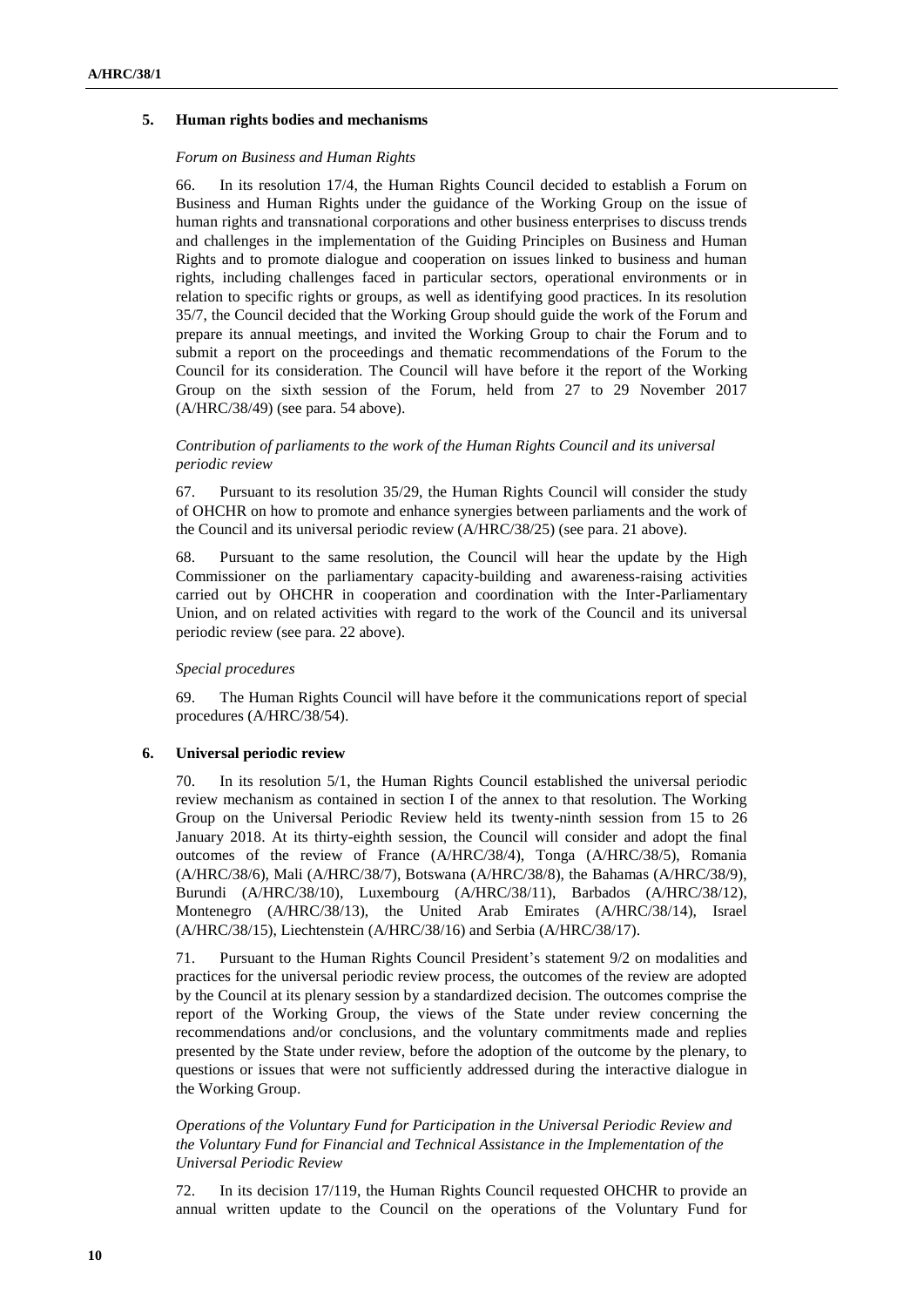## 5. Human rights bodies and mechanisms

*Forum on Business and Human Rights*

66. In its resolution 17/4, the Human Rights Council decided to establish a Forum on Business and Human Rights under the guidance of the Working Group on the issue of human rights and transnational corporations and other business enterprises to discuss trends and challenges in the implementation of the Guiding Principles on Business and Human Rights and to promote dialogue and cooperation on issues linked to business and human rights, including challenges faced in particular sectors, operational environments or in relation to specific rights or groups, as well as identifying good practices. In its resolution 35/7, the Council decided that the Working Group should guide the work of the Forum and prepare its annual meetings, and invited the Working Group to chair the Forum and to submit a report on the proceedings and thematic recommendations of the Forum to the Council for its consideration. The Council will have before it the report of the Working Group on the sixth session of the Forum, held from 27 to 29 November 2017 (A/HRC/38/49) (see para. 54 above).

*Contribution of parliaments to the work of the Human Rights Council and its universal periodic review*

67. Pursuant to its resolution 35/29, the Human Rights Council will consider the study of OHCHR on how to promote and enhance synergies between parliaments and the work of the Council and its universal periodic review (A/HRC/38/25) (see para. 21 above).

68. Pursuant to the same resolution, the Council will hear the update by the High Commissioner on the parliamentary capacity-building and awareness-raising activities carried out by OHCHR in cooperation and coordination with the Inter-Parliamentary Union, and on related activities with regard to the work of the Council and its universal periodic review (see para. 22 above).

*Special procedures*

69. The Human Rights Council will have before it the communications report of special procedures (A/HRC/38/54).

## 6. Universal periodic review

70. In its resolution 5/1, the Human Rights Council established the universal periodic review mechanism as contained in section I of the annex to that resolution. The Working Group on the Universal Periodic Review held its twenty-ninth session from 15 to 26 January 2018. At its thirty-eighth session, the Council will consider and adopt the final outcomes of the review of France (A/HRC/38/4), Tonga (A/HRC/38/5), Romania (A/HRC/38/6), Mali (A/HRC/38/7), Botswana (A/HRC/38/8), the Bahamas (A/HRC/38/9), Burundi (A/HRC/38/10), Luxembourg (A/HRC/38/11), Barbados (A/HRC/38/12), Montenegro (A/HRC/38/13), the United Arab Emirates (A/HRC/38/14), Israel (A/HRC/38/15), Liechtenstein (A/HRC/38/16) and Serbia (A/HRC/38/17).

71. Pursuant to the Human Rights Council President's statement 9/2 on modalities and practices for the universal periodic review process, the outcomes of the review are adopted by the Council at its plenary session by a standardized decision. The outcomes comprise the report of the Working Group, the views of the State under review concerning the recommendations and/or conclusions, and the voluntary commitments made and replies presented by the State under review, before the adoption of the outcome by the plenary, to questions or issues that were not sufficiently addressed during the interactive dialogue in the Working Group.

*Operations of the Voluntary Fund for Participation in the Universal Periodic Review and the Voluntary Fund for Financial and Technical Assistance in the Implementation of the Universal Periodic Review*

72. In its decision 17/119, the Human Rights Council requested OHCHR to provide an annual written update to the Council on the operations of the Voluntary Fund for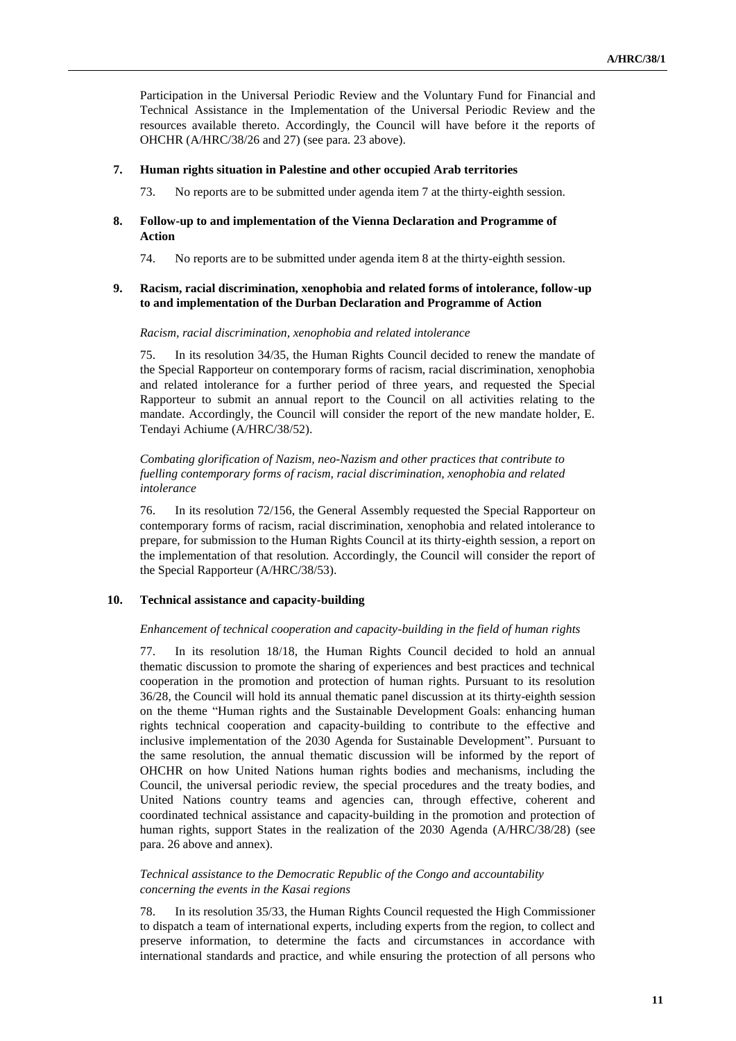Participation in the Universal Periodic Review and the Voluntary Fund for Financial and Technical Assistance in the Implementation of the Universal Periodic Review and the resources available thereto. Accordingly, the Council will have before it the reports of OHCHR (A/HRC/38/26 and 27) (see para. 23 above).

### 7. Human rights situation in Palestine and other occupied Arab territories

73. No reports are to be submitted under agenda item 7 at the thirty-eighth session.

### 8. Follow-up to and implementation of the Vienna Declaration and Programme of Action

74. No reports are to be submitted under agenda item 8 at the thirty-eighth session.

### 9. Racism, racial discrimination, xenophobia and related forms of intolerance, follow-up to and implementation of the Durban Declaration and Programme of Action

*Racism, racial discrimination, xenophobia and related intolerance*

75. In its resolution 34/35, the Human Rights Council decided to renew the mandate of the Special Rapporteur on contemporary forms of racism, racial discrimination, xenophobia and related intolerance for a further period of three years, and requested the Special Rapporteur to submit an annual report to the Council on all activities relating to the mandate. Accordingly, the Council will consider the report of the new mandate holder, E. Tendayi Achiume (A/HRC/38/52).

*Combating glorification of Nazism, neo-Nazism and other practices that contribute to fuelling contemporary forms of racism, racial discrimination, xenophobia and related intolerance*

76. In its resolution 72/156, the General Assembly requested the Special Rapporteur on contemporary forms of racism, racial discrimination, xenophobia and related intolerance to prepare, for submission to the Human Rights Council at its thirty-eighth session, a report on the implementation of that resolution. Accordingly, the Council will consider the report of the Special Rapporteur (A/HRC/38/53).

### 10. Technical assistance and capacity-building

*Enhancement of technical cooperation and capacity-building in the field of human rights*

77. In its resolution 18/18, the Human Rights Council decided to hold an annual thematic discussion to promote the sharing of experiences and best practices and technical cooperation in the promotion and protection of human rights. Pursuant to its resolution 36/28, the Council will hold its annual thematic panel discussion at its thirty-eighth session on the theme "Human rights and the Sustainable Development Goals: enhancing human rights technical cooperation and capacity-building to contribute to the effective and inclusive implementation of the 2030 Agenda for Sustainable Development". Pursuant to the same resolution, the annual thematic discussion will be informed by the report of OHCHR on how United Nations human rights bodies and mechanisms, including the Council, the universal periodic review, the special procedures and the treaty bodies, and United Nations country teams and agencies can, through effective, coherent and coordinated technical assistance and capacity-building in the promotion and protection of human rights, support States in the realization of the 2030 Agenda (A/HRC/38/28) (see para. 26 above and annex).

*Technical assistance to the Democratic Republic of the Congo and accountability concerning the events in the Kasai regions*

78. In its resolution 35/33, the Human Rights Council requested the High Commissioner to dispatch a team of international experts, including experts from the region, to collect and preserve information, to determine the facts and circumstances in accordance with international standards and practice, and while ensuring the protection of all persons who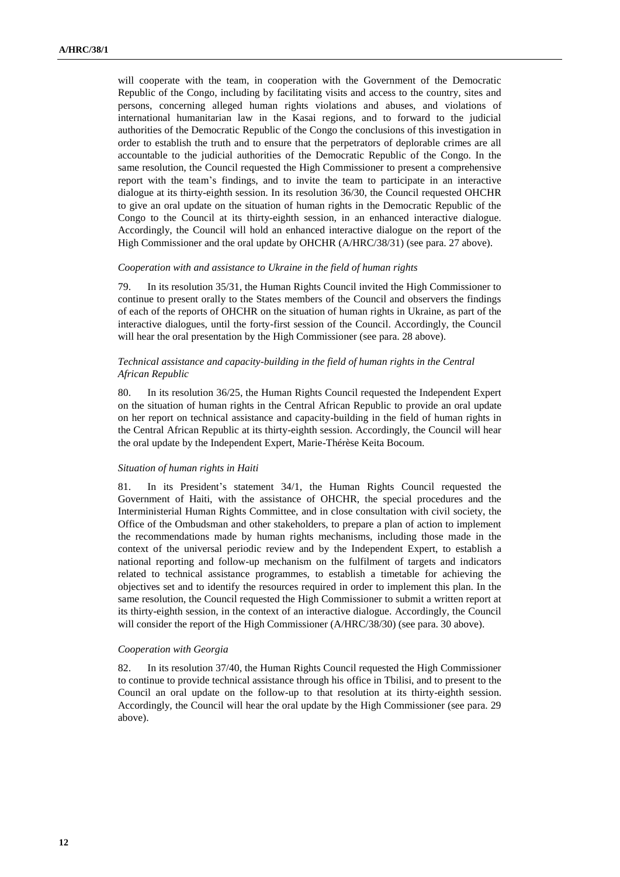will cooperate with the team, in cooperation with the Government of the Democratic Republic of the Congo, including by facilitating visits and access to the country, sites and persons, concerning alleged human rights violations and abuses, and violations of international humanitarian law in the Kasai regions, and to forward to the judicial authorities of the Democratic Republic of the Congo the conclusions of this investigation in order to establish the truth and to ensure that the perpetrators of deplorable crimes are all accountable to the judicial authorities of the Democratic Republic of the Congo. In the same resolution, the Council requested the High Commissioner to present a comprehensive report with the team's findings, and to invite the team to participate in an interactive dialogue at its thirty-eighth session. In its resolution 36/30, the Council requested OHCHR to give an oral update on the situation of human rights in the Democratic Republic of the Congo to the Council at its thirty-eighth session, in an enhanced interactive dialogue. Accordingly, the Council will hold an enhanced interactive dialogue on the report of the High Commissioner and the oral update by OHCHR (A/HRC/38/31) (see para. 27 above).

*Cooperation with and assistance to Ukraine in the field of human rights*

79. In its resolution 35/31, the Human Rights Council invited the High Commissioner to continue to present orally to the States members of the Council and observers the findings of each of the reports of OHCHR on the situation of human rights in Ukraine, as part of the interactive dialogues, until the forty-first session of the Council. Accordingly, the Council will hear the oral presentation by the High Commissioner (see para. 28 above).

*Technical assistance and capacity-building in the field of human rights in the Central African Republic*

80. In its resolution 36/25, the Human Rights Council requested the Independent Expert on the situation of human rights in the Central African Republic to provide an oral update on her report on technical assistance and capacity-building in the field of human rights in the Central African Republic at its thirty-eighth session. Accordingly, the Council will hear the oral update by the Independent Expert, Marie-Thérèse Keita Bocoum.

*Situation of human rights in Haiti*

81. In its President's statement 34/1, the Human Rights Council requested the Government of Haiti, with the assistance of OHCHR, the special procedures and the Interministerial Human Rights Committee, and in close consultation with civil society, the Office of the Ombudsman and other stakeholders, to prepare a plan of action to implement the recommendations made by human rights mechanisms, including those made in the context of the universal periodic review and by the Independent Expert, to establish a national reporting and follow-up mechanism on the fulfilment of targets and indicators related to technical assistance programmes, to establish a timetable for achieving the objectives set and to identify the resources required in order to implement this plan. In the same resolution, the Council requested the High Commissioner to submit a written report at its thirty-eighth session, in the context of an interactive dialogue. Accordingly, the Council will consider the report of the High Commissioner (A/HRC/38/30) (see para. 30 above).

*Cooperation with Georgia*

82. In its resolution 37/40, the Human Rights Council requested the High Commissioner to continue to provide technical assistance through his office in Tbilisi, and to present to the Council an oral update on the follow-up to that resolution at its thirty-eighth session. Accordingly, the Council will hear the oral update by the High Commissioner (see para. 29 above).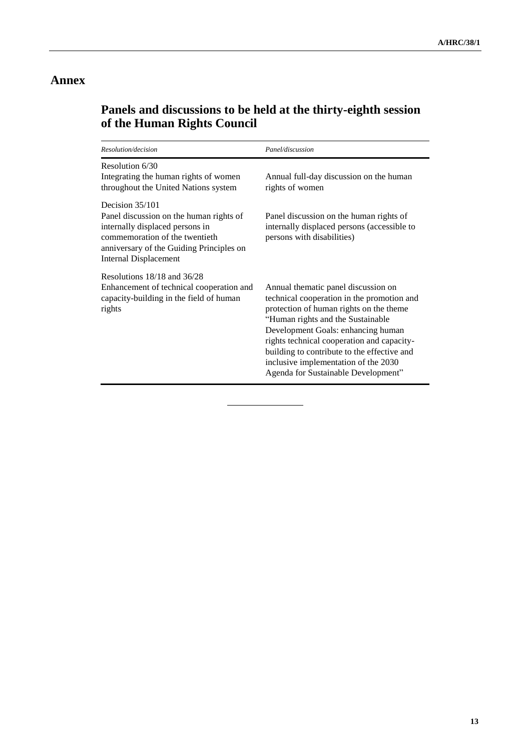# Annex

## Panels and discussions to be held at the thirty-eighth session of the Human Rights Council

| *Resolution/decision* | *Panel/discussion* |
|---|---|
| Resolution 6/30<br>Integrating the human rights of women throughout the United Nations system | Annual full-day discussion on the human rights of women |
| Decision 35/101<br>Panel discussion on the human rights of internally displaced persons in commemoration of the twentieth anniversary of the Guiding Principles on Internal Displacement | Panel discussion on the human rights of internally displaced persons (accessible to persons with disabilities) |
| Resolutions 18/18 and 36/28<br>Enhancement of technical cooperation and capacity-building in the field of human rights | Annual thematic panel discussion on technical cooperation in the promotion and protection of human rights on the theme "Human rights and the Sustainable Development Goals: enhancing human rights technical cooperation and capacity-building to contribute to the effective and inclusive implementation of the 2030 Agenda for Sustainable Development" |